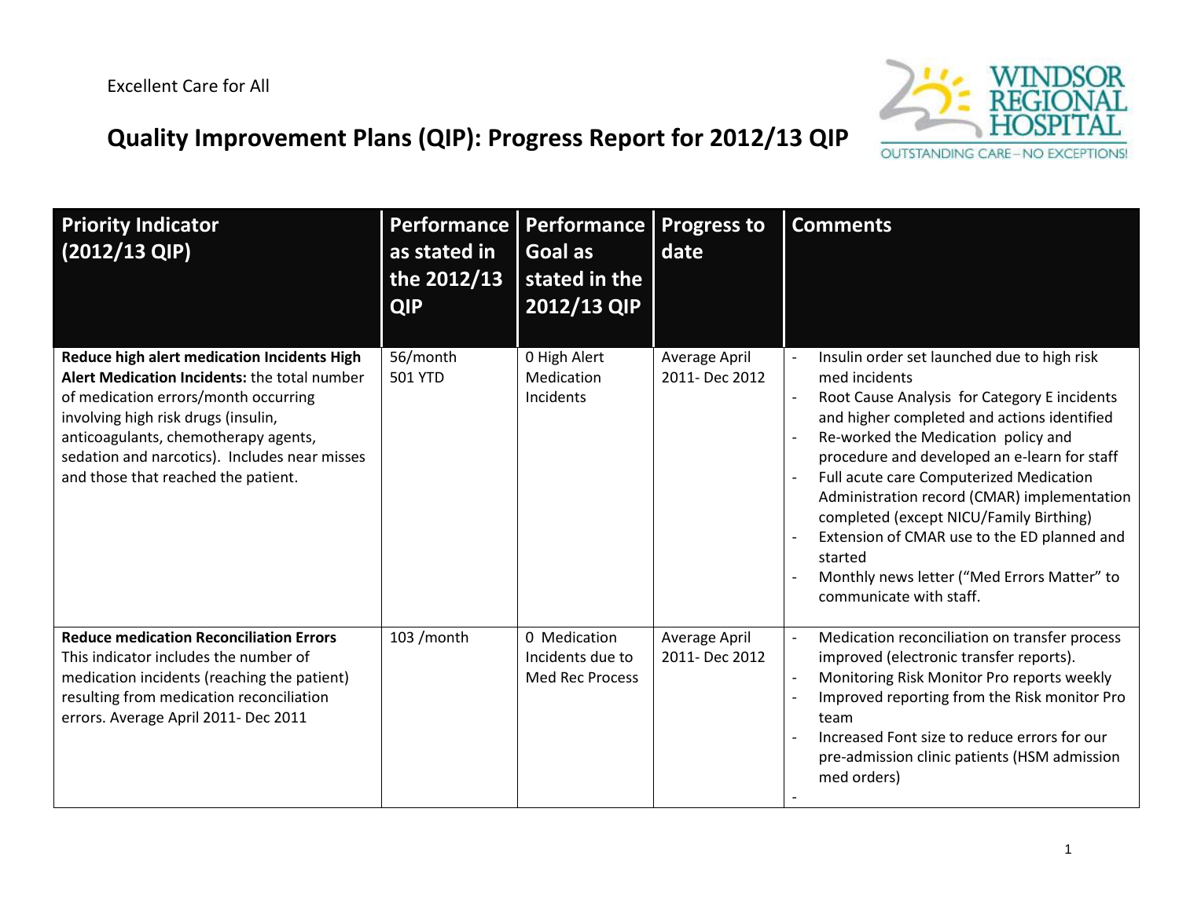Excellent Care for All

# Quality Improvement Plans (QIP): Progress Report for 2012/13 QIP

| Priority Indicator (2012/13 QIP) | Performance as stated in the 2012/13 QIP | Performance Goal as stated in the 2012/13 QIP | Progress to date | Comments |
|---|---|---|---|---|
| **Reduce high alert medication Incidents High Alert Medication Incidents:** the total number of medication errors/month occurring involving high risk drugs (insulin, anticoagulants, chemotherapy agents, sedation and narcotics). Includes near misses and those that reached the patient. | 56/month<br>501 YTD | 0 High Alert Medication Incidents | Average April 2011- Dec 2012 | - Insulin order set launched due to high risk med incidents<br>- Root Cause Analysis for Category E incidents and higher completed and actions identified<br>- Re-worked the Medication policy and procedure and developed an e-learn for staff<br>- Full acute care Computerized Medication Administration record (CMAR) implementation completed (except NICU/Family Birthing)<br>- Extension of CMAR use to the ED planned and started<br>- Monthly news letter ("Med Errors Matter" to communicate with staff. |
| **Reduce medication Reconciliation Errors** This indicator includes the number of medication incidents (reaching the patient) resulting from medication reconciliation errors. Average April 2011- Dec 2011 | 103 /month | 0 Medication Incidents due to Med Rec Process | Average April 2011- Dec 2012 | - Medication reconciliation on transfer process improved (electronic transfer reports).<br>- Monitoring Risk Monitor Pro reports weekly<br>- Improved reporting from the Risk monitor Pro team<br>- Increased Font size to reduce errors for our pre-admission clinic patients (HSM admission med orders)<br>- |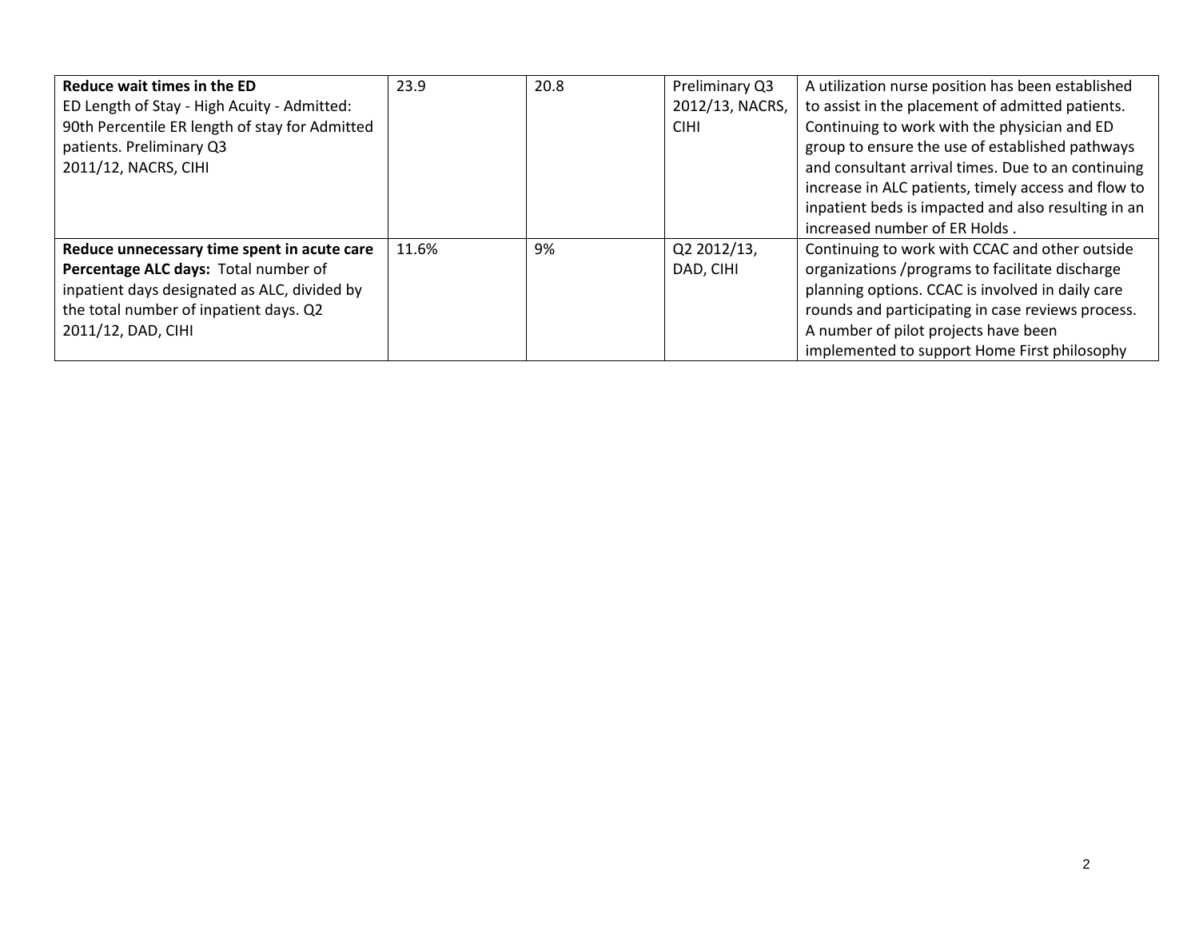| | | | | |
|---|---|---|---|---|
| **Reduce wait times in the ED**<br>ED Length of Stay - High Acuity - Admitted: 90th Percentile ER length of stay for Admitted patients. Preliminary Q3 2011/12, NACRS, CIHI | 23.9 | 20.8 | Preliminary Q3 2012/13, NACRS, CIHI | A utilization nurse position has been established to assist in the placement of admitted patients. Continuing to work with the physician and ED group to ensure the use of established pathways and consultant arrival times. Due to an continuing increase in ALC patients, timely access and flow to inpatient beds is impacted and also resulting in an increased number of ER Holds . |
| **Reduce unnecessary time spent in acute care**<br>**Percentage ALC days:** Total number of inpatient days designated as ALC, divided by the total number of inpatient days. Q2 2011/12, DAD, CIHI | 11.6% | 9% | Q2 2012/13, DAD, CIHI | Continuing to work with CCAC and other outside organizations /programs to facilitate discharge planning options. CCAC is involved in daily care rounds and participating in case reviews process. A number of pilot projects have been implemented to support Home First philosophy |